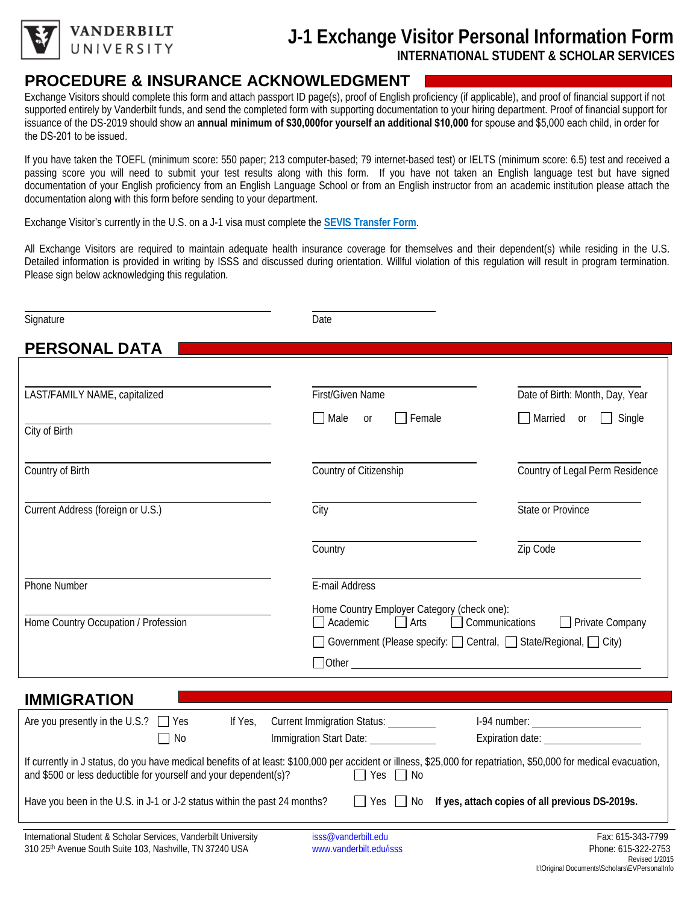VANDERBILT UNIVERSITY

# J-1 Exchange Visitor Personal Information Form

**INTERNATIONAL STUDENT & SCHOLAR SERVICES**

## PROCEDURE & INSURANCE ACKNOWLEDGMENT

Exchange Visitors should complete this form and attach passport ID page(s), proof of English proficiency (if applicable), and proof of financial support if not supported entirely by Vanderbilt funds, and send the completed form with supporting documentation to your hiring department. Proof of financial support for issuance of the DS-2019 should show an **annual minimum of $30,000for yourself an additional $10,000 f**or spouse and $5,000 each child, in order for the DS-201 to be issued.

If you have taken the TOEFL (minimum score: 550 paper; 213 computer-based; 79 internet-based test) or IELTS (minimum score: 6.5) test and received a passing score you will need to submit your test results along with this form. If you have not taken an English language test but have signed documentation of your English proficiency from an English Language School or from an English instructor from an academic institution please attach the documentation along with this form before sending to your department.

Exchange Visitor's currently in the U.S. on a J-1 visa must complete the **SEVIS Transfer Form**.

All Exchange Visitors are required to maintain adequate health insurance coverage for themselves and their dependent(s) while residing in the U.S. Detailed information is provided in writing by ISSS and discussed during orientation. Willful violation of this regulation will result in program termination. Please sign below acknowledging this regulation.

Signature ______________________ Date ______________

## PERSONAL DATA

LAST/FAMILY NAME, capitalized ______________________

First/Given Name ______________________

Date of Birth: Month, Day, Year ______________________

City of Birth ______________________

☐ Male or ☐ Female

☐ Married or ☐ Single

Country of Birth ______________________

Country of Citizenship ______________________

Country of Legal Perm Residence ______________________

Current Address (foreign or U.S.) ______________________

City ______________________

State or Province ______________________

Country ______________________

Zip Code ______________________

Phone Number ______________________

E-mail Address ______________________

Home Country Occupation / Profession ______________________

Home Country Employer Category (check one):
☐ Academic ☐ Arts ☐ Communications ☐ Private Company
☐ Government (Please specify: ☐ Central, ☐ State/Regional, ☐ City)
☐ Other ______________________

## IMMIGRATION

Are you presently in the U.S.? ☐ Yes ☐ No

If Yes, Current Immigration Status: __________ I-94 number: __________
Immigration Start Date: __________ Expiration date: __________

If currently in J status, do you have medical benefits of at least: $100,000 per accident or illness, $25,000 for repatriation, $50,000 for medical evacuation, and $500 or less deductible for yourself and your dependent(s)? ☐ Yes ☐ No

Have you been in the U.S. in J-1 or J-2 status within the past 24 months? ☐ Yes ☐ No **If yes, attach copies of all previous DS-2019s.**

International Student & Scholar Services, Vanderbilt University
310 25th Avenue South Suite 103, Nashville, TN 37240 USA
isss@vanderbilt.edu
www.vanderbilt.edu/isss
Fax: 615-343-7799
Phone: 615-322-2753
Revised 1/2015
I:\Original Documents\Scholars\EVPersonalInfo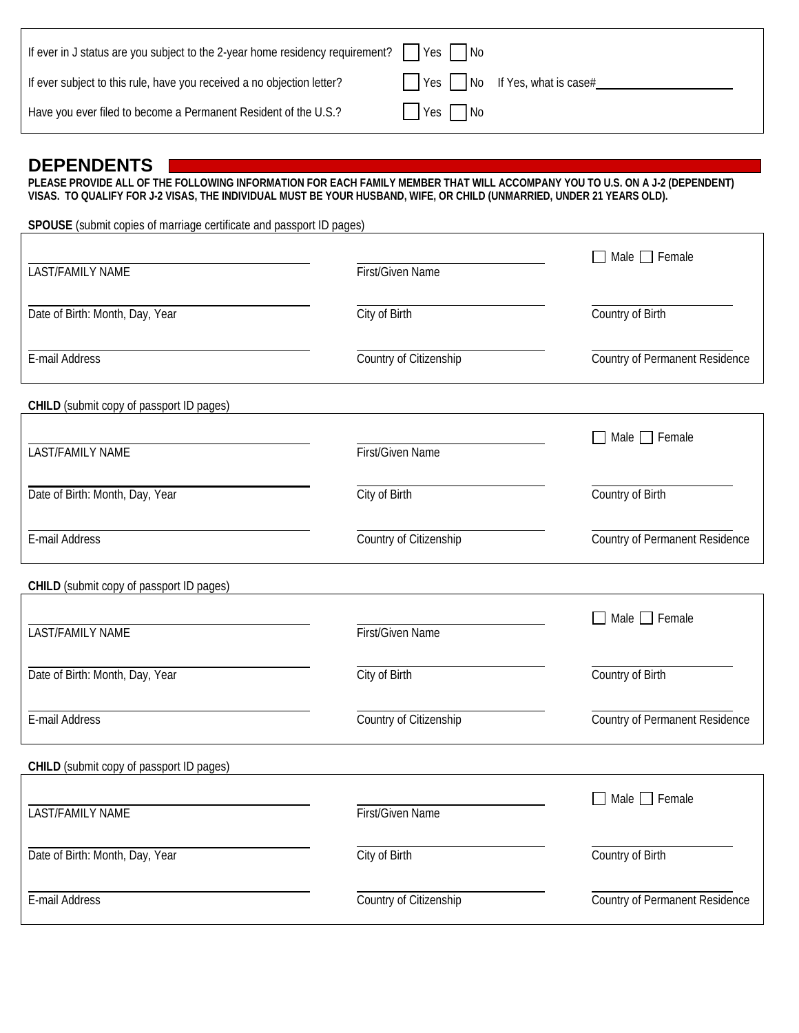If ever in J status are you subject to the 2-year home residency requirement? ☐ Yes ☐ No

If ever subject to this rule, have you received a no objection letter? ☐ Yes ☐ No If Yes, what is case#\_\_\_\_\_\_\_\_\_\_\_\_\_\_\_\_\_\_\_\_

Have you ever filed to become a Permanent Resident of the U.S.? ☐ Yes ☐ No

## DEPENDENTS

**PLEASE PROVIDE ALL OF THE FOLLOWING INFORMATION FOR EACH FAMILY MEMBER THAT WILL ACCOMPANY YOU TO U.S. ON A J-2 (DEPENDENT) VISAS. TO QUALIFY FOR J-2 VISAS, THE INDIVIDUAL MUST BE YOUR HUSBAND, WIFE, OR CHILD (UNMARRIED, UNDER 21 YEARS OLD).**

**SPOUSE** (submit copies of marriage certificate and passport ID pages)

| | | |
|---|---|---|
| LAST/FAMILY NAME | First/Given Name | ☐ Male ☐ Female |
| Date of Birth: Month, Day, Year | City of Birth | Country of Birth |
| E-mail Address | Country of Citizenship | Country of Permanent Residence |

**CHILD** (submit copy of passport ID pages)

| | | |
|---|---|---|
| LAST/FAMILY NAME | First/Given Name | ☐ Male ☐ Female |
| Date of Birth: Month, Day, Year | City of Birth | Country of Birth |
| E-mail Address | Country of Citizenship | Country of Permanent Residence |

**CHILD** (submit copy of passport ID pages)

| | | |
|---|---|---|
| LAST/FAMILY NAME | First/Given Name | ☐ Male ☐ Female |
| Date of Birth: Month, Day, Year | City of Birth | Country of Birth |
| E-mail Address | Country of Citizenship | Country of Permanent Residence |

**CHILD** (submit copy of passport ID pages)

| | | |
|---|---|---|
| LAST/FAMILY NAME | First/Given Name | ☐ Male ☐ Female |
| Date of Birth: Month, Day, Year | City of Birth | Country of Birth |
| E-mail Address | Country of Citizenship | Country of Permanent Residence |